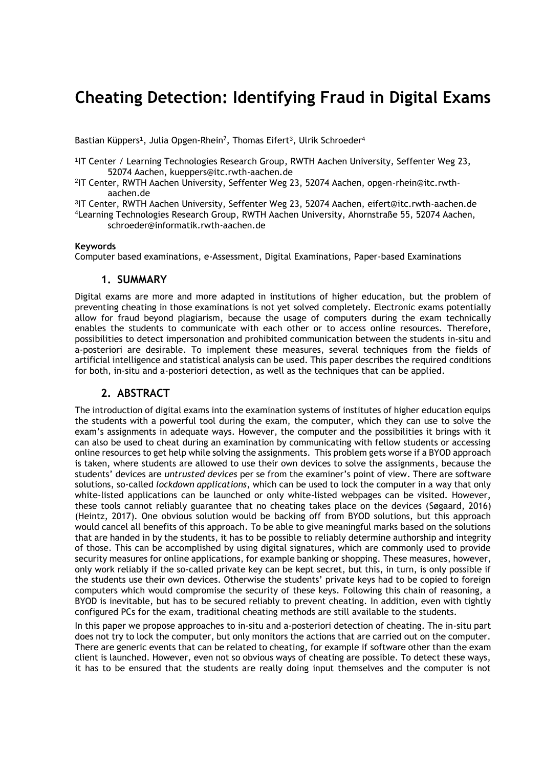# Cheating Detection: Identifying Fraud in Digital Exams

Bastian Küppers[1], Julia Opgen-Rhein[2], Thomas Eifert[3], Ulrik Schroeder[4]

[1]IT Center / Learning Technologies Research Group, RWTH Aachen University, Seffenter Weg 23, 52074 Aachen, kueppers@itc.rwth-aachen.de

[2]IT Center, RWTH Aachen University, Seffenter Weg 23, 52074 Aachen, opgen-rhein@itc.rwth-aachen.de

[3]IT Center, RWTH Aachen University, Seffenter Weg 23, 52074 Aachen, eifert@itc.rwth-aachen.de

[4]Learning Technologies Research Group, RWTH Aachen University, Ahornstraße 55, 52074 Aachen, schroeder@informatik.rwth-aachen.de

**Keywords**

Computer based examinations, e-Assessment, Digital Examinations, Paper-based Examinations

## 1. SUMMARY

Digital exams are more and more adapted in institutions of higher education, but the problem of preventing cheating in those examinations is not yet solved completely. Electronic exams potentially allow for fraud beyond plagiarism, because the usage of computers during the exam technically enables the students to communicate with each other or to access online resources. Therefore, possibilities to detect impersonation and prohibited communication between the students in-situ and a-posteriori are desirable. To implement these measures, several techniques from the fields of artificial intelligence and statistical analysis can be used. This paper describes the required conditions for both, in-situ and a-posteriori detection, as well as the techniques that can be applied.

## 2. ABSTRACT

The introduction of digital exams into the examination systems of institutes of higher education equips the students with a powerful tool during the exam, the computer, which they can use to solve the exam's assignments in adequate ways. However, the computer and the possibilities it brings with it can also be used to cheat during an examination by communicating with fellow students or accessing online resources to get help while solving the assignments. This problem gets worse if a BYOD approach is taken, where students are allowed to use their own devices to solve the assignments, because the students' devices are *untrusted devices* per se from the examiner's point of view. There are software solutions, so-called *lockdown applications*, which can be used to lock the computer in a way that only white-listed applications can be launched or only white-listed webpages can be visited. However, these tools cannot reliably guarantee that no cheating takes place on the devices (Søgaard, 2016) (Heintz, 2017). One obvious solution would be backing off from BYOD solutions, but this approach would cancel all benefits of this approach. To be able to give meaningful marks based on the solutions that are handed in by the students, it has to be possible to reliably determine authorship and integrity of those. This can be accomplished by using digital signatures, which are commonly used to provide security measures for online applications, for example banking or shopping. These measures, however, only work reliably if the so-called private key can be kept secret, but this, in turn, is only possible if the students use their own devices. Otherwise the students' private keys had to be copied to foreign computers which would compromise the security of these keys. Following this chain of reasoning, a BYOD is inevitable, but has to be secured reliably to prevent cheating. In addition, even with tightly configured PCs for the exam, traditional cheating methods are still available to the students.

In this paper we propose approaches to in-situ and a-posteriori detection of cheating. The in-situ part does not try to lock the computer, but only monitors the actions that are carried out on the computer. There are generic events that can be related to cheating, for example if software other than the exam client is launched. However, even not so obvious ways of cheating are possible. To detect these ways, it has to be ensured that the students are really doing input themselves and the computer is not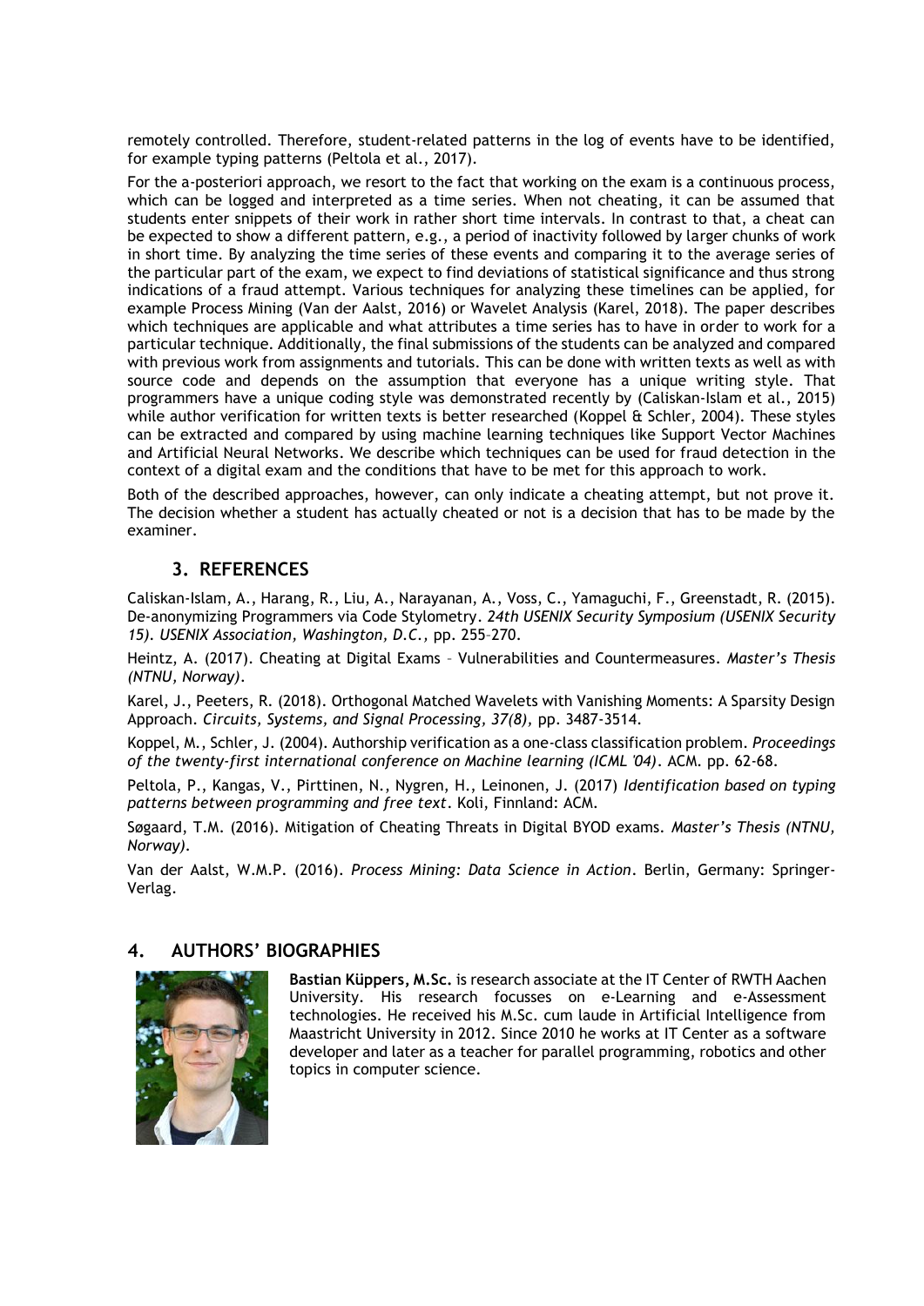remotely controlled. Therefore, student-related patterns in the log of events have to be identified, for example typing patterns (Peltola et al., 2017).

For the a-posteriori approach, we resort to the fact that working on the exam is a continuous process, which can be logged and interpreted as a time series. When not cheating, it can be assumed that students enter snippets of their work in rather short time intervals. In contrast to that, a cheat can be expected to show a different pattern, e.g., a period of inactivity followed by larger chunks of work in short time. By analyzing the time series of these events and comparing it to the average series of the particular part of the exam, we expect to find deviations of statistical significance and thus strong indications of a fraud attempt. Various techniques for analyzing these timelines can be applied, for example Process Mining (Van der Aalst, 2016) or Wavelet Analysis (Karel, 2018). The paper describes which techniques are applicable and what attributes a time series has to have in order to work for a particular technique. Additionally, the final submissions of the students can be analyzed and compared with previous work from assignments and tutorials. This can be done with written texts as well as with source code and depends on the assumption that everyone has a unique writing style. That programmers have a unique coding style was demonstrated recently by (Caliskan-Islam et al., 2015) while author verification for written texts is better researched (Koppel & Schler, 2004). These styles can be extracted and compared by using machine learning techniques like Support Vector Machines and Artificial Neural Networks. We describe which techniques can be used for fraud detection in the context of a digital exam and the conditions that have to be met for this approach to work.

Both of the described approaches, however, can only indicate a cheating attempt, but not prove it. The decision whether a student has actually cheated or not is a decision that has to be made by the examiner.

## 3. REFERENCES

Caliskan-Islam, A., Harang, R., Liu, A., Narayanan, A., Voss, C., Yamaguchi, F., Greenstadt, R. (2015). De-anonymizing Programmers via Code Stylometry. *24th USENIX Security Symposium (USENIX Security 15). USENIX Association, Washington, D.C.,* pp. 255–270.

Heintz, A. (2017). Cheating at Digital Exams – Vulnerabilities and Countermeasures. *Master's Thesis (NTNU, Norway)*.

Karel, J., Peeters, R. (2018). Orthogonal Matched Wavelets with Vanishing Moments: A Sparsity Design Approach. *Circuits, Systems, and Signal Processing, 37(8),* pp. 3487-3514.

Koppel, M., Schler, J. (2004). Authorship verification as a one-class classification problem. *Proceedings of the twenty-first international conference on Machine learning (ICML '04)*. ACM. pp. 62-68.

Peltola, P., Kangas, V., Pirttinen, N., Nygren, H., Leinonen, J. (2017) *Identification based on typing patterns between programming and free text*. Koli, Finnland: ACM.

Søgaard, T.M. (2016). Mitigation of Cheating Threats in Digital BYOD exams. *Master's Thesis (NTNU, Norway)*.

Van der Aalst, W.M.P. (2016). *Process Mining: Data Science in Action*. Berlin, Germany: Springer-Verlag.

## 4. AUTHORS' BIOGRAPHIES

**Bastian Küppers, M.Sc.** is research associate at the IT Center of RWTH Aachen University. His research focusses on e-Learning and e-Assessment technologies. He received his M.Sc. cum laude in Artificial Intelligence from Maastricht University in 2012. Since 2010 he works at IT Center as a software developer and later as a teacher for parallel programming, robotics and other topics in computer science.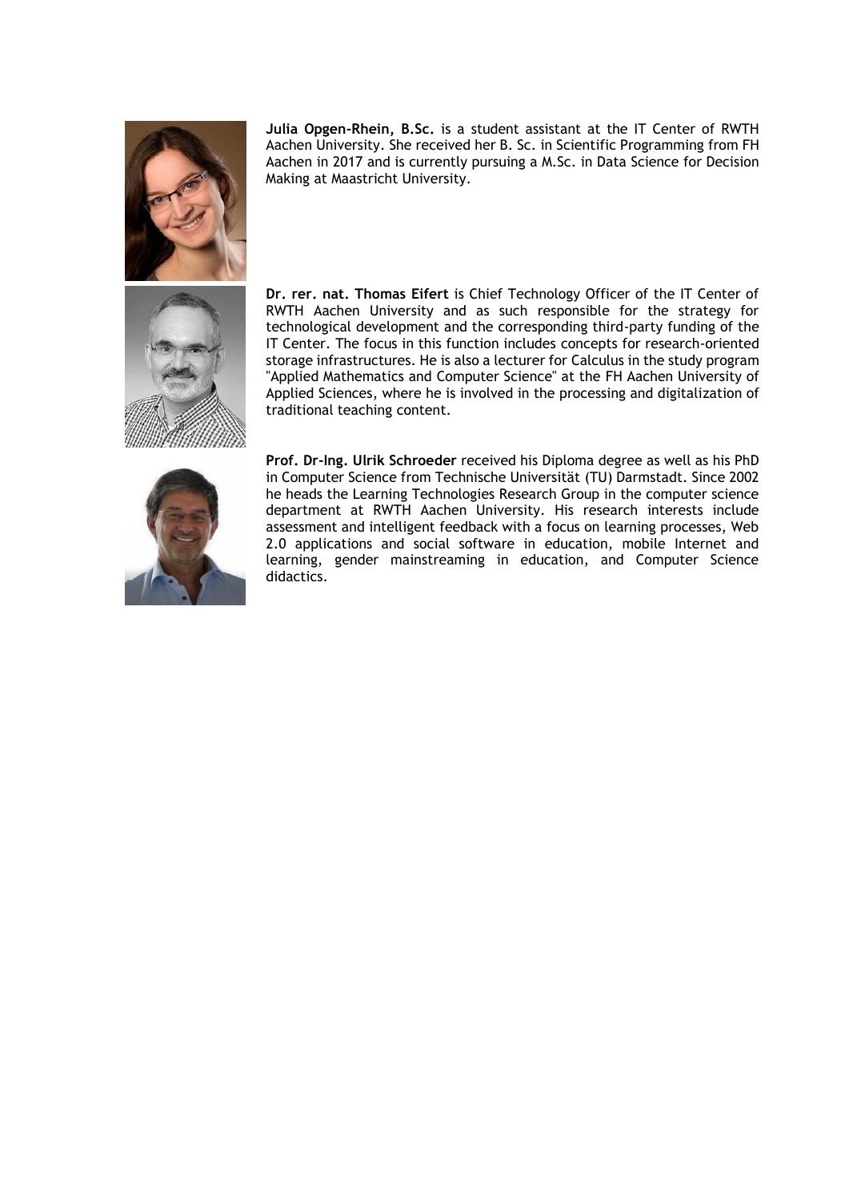**Julia Opgen-Rhein, B.Sc.** is a student assistant at the IT Center of RWTH Aachen University. She received her B. Sc. in Scientific Programming from FH Aachen in 2017 and is currently pursuing a M.Sc. in Data Science for Decision Making at Maastricht University.

**Dr. rer. nat. Thomas Eifert** is Chief Technology Officer of the IT Center of RWTH Aachen University and as such responsible for the strategy for technological development and the corresponding third-party funding of the IT Center. The focus in this function includes concepts for research-oriented storage infrastructures. He is also a lecturer for Calculus in the study program "Applied Mathematics and Computer Science" at the FH Aachen University of Applied Sciences, where he is involved in the processing and digitalization of traditional teaching content.

**Prof. Dr-Ing. Ulrik Schroeder** received his Diploma degree as well as his PhD in Computer Science from Technische Universität (TU) Darmstadt. Since 2002 he heads the Learning Technologies Research Group in the computer science department at RWTH Aachen University. His research interests include assessment and intelligent feedback with a focus on learning processes, Web 2.0 applications and social software in education, mobile Internet and learning, gender mainstreaming in education, and Computer Science didactics.